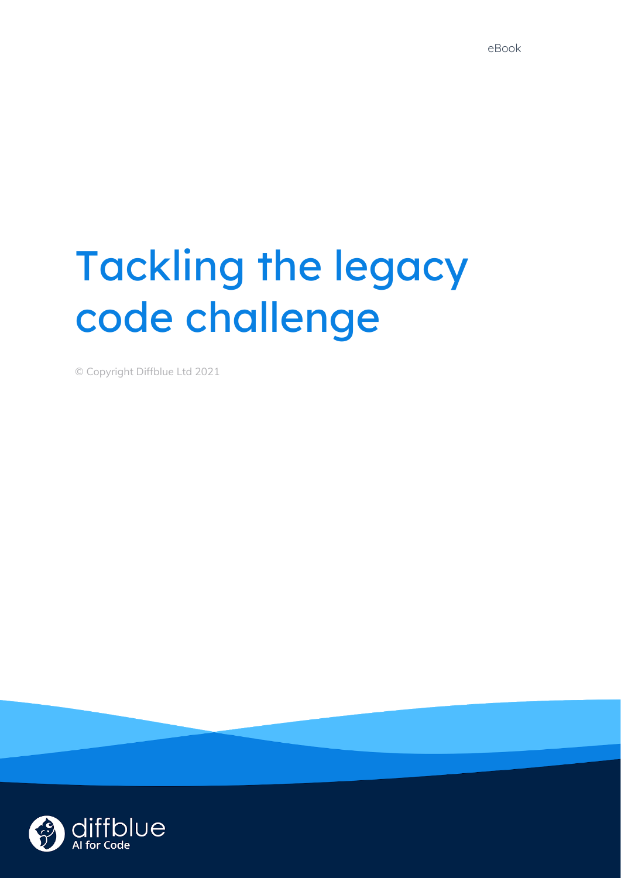eBook

# Tackling the legacy code challenge

© Copyright Diffblue Ltd 2021

diffblue
AI for Code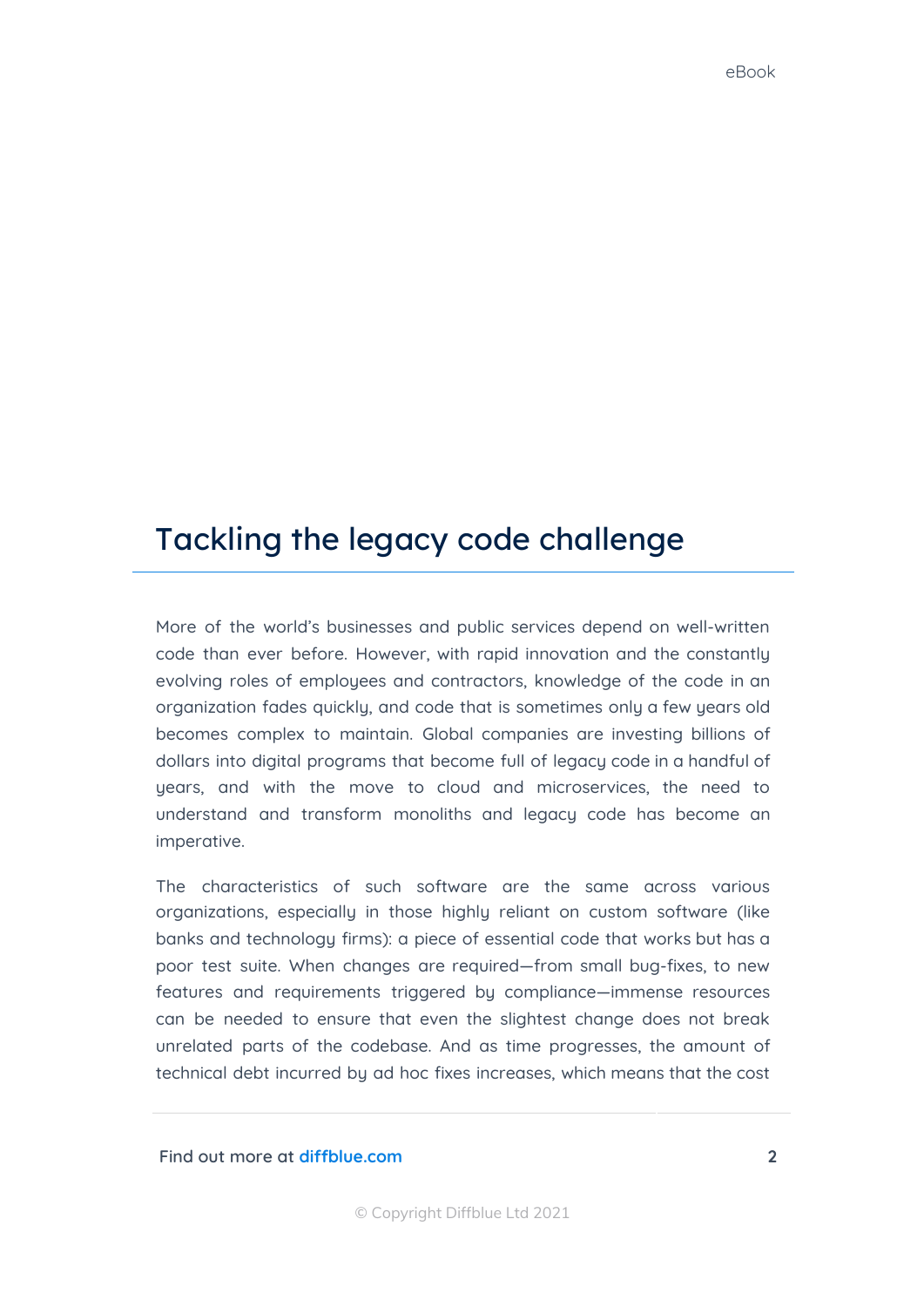# Tackling the legacy code challenge

More of the world's businesses and public services depend on well-written code than ever before. However, with rapid innovation and the constantly evolving roles of employees and contractors, knowledge of the code in an organization fades quickly, and code that is sometimes only a few years old becomes complex to maintain. Global companies are investing billions of dollars into digital programs that become full of legacy code in a handful of years, and with the move to cloud and microservices, the need to understand and transform monoliths and legacy code has become an imperative.

The characteristics of such software are the same across various organizations, especially in those highly reliant on custom software (like banks and technology firms): a piece of essential code that works but has a poor test suite. When changes are required—from small bug-fixes, to new features and requirements triggered by compliance—immense resources can be needed to ensure that even the slightest change does not break unrelated parts of the codebase. And as time progresses, the amount of technical debt incurred by ad hoc fixes increases, which means that the cost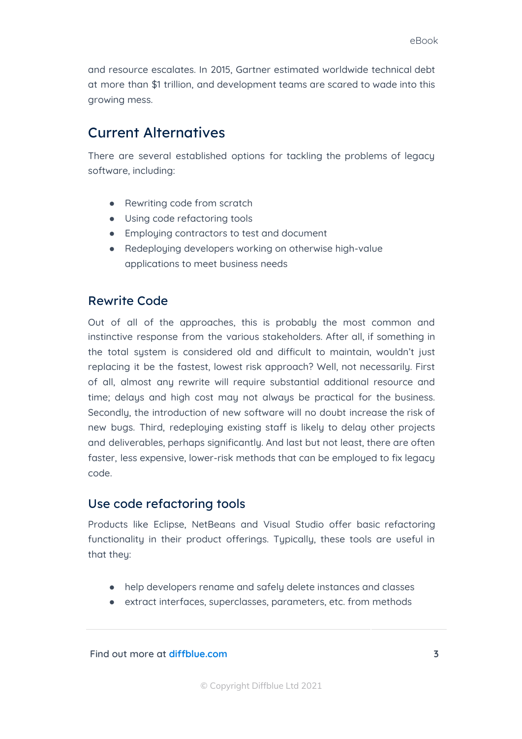and resource escalates. In 2015, Gartner estimated worldwide technical debt at more than $1 trillion, and development teams are scared to wade into this growing mess.

## Current Alternatives

There are several established options for tackling the problems of legacy software, including:

- Rewriting code from scratch
- Using code refactoring tools
- Employing contractors to test and document
- Redeploying developers working on otherwise high-value applications to meet business needs

### Rewrite Code

Out of all of the approaches, this is probably the most common and instinctive response from the various stakeholders. After all, if something in the total system is considered old and difficult to maintain, wouldn't just replacing it be the fastest, lowest risk approach? Well, not necessarily. First of all, almost any rewrite will require substantial additional resource and time; delays and high cost may not always be practical for the business. Secondly, the introduction of new software will no doubt increase the risk of new bugs. Third, redeploying existing staff is likely to delay other projects and deliverables, perhaps significantly. And last but not least, there are often faster, less expensive, lower-risk methods that can be employed to fix legacy code.

### Use code refactoring tools

Products like Eclipse, NetBeans and Visual Studio offer basic refactoring functionality in their product offerings. Typically, these tools are useful in that they:

- help developers rename and safely delete instances and classes
- extract interfaces, superclasses, parameters, etc. from methods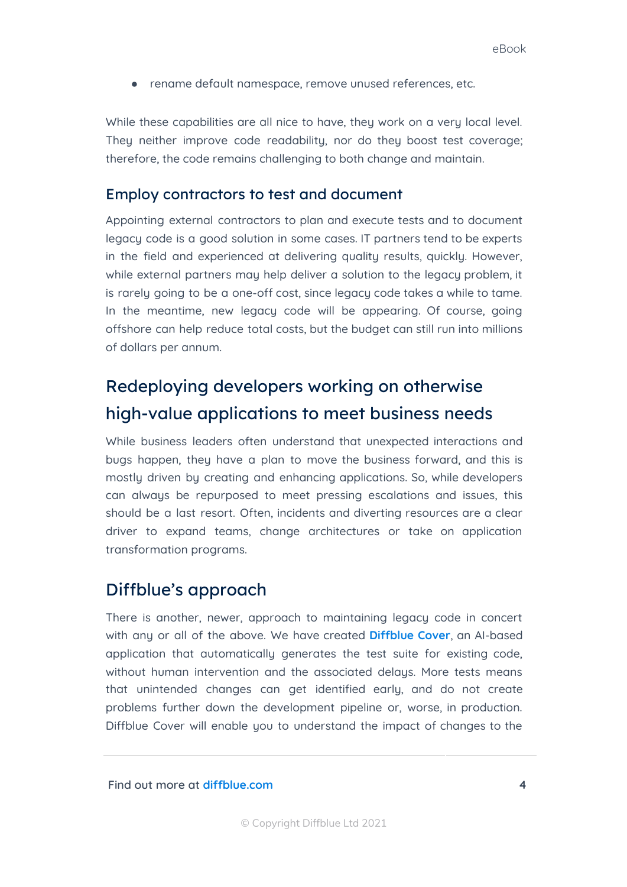- rename default namespace, remove unused references, etc.

While these capabilities are all nice to have, they work on a very local level. They neither improve code readability, nor do they boost test coverage; therefore, the code remains challenging to both change and maintain.

### Employ contractors to test and document

Appointing external contractors to plan and execute tests and to document legacy code is a good solution in some cases. IT partners tend to be experts in the field and experienced at delivering quality results, quickly. However, while external partners may help deliver a solution to the legacy problem, it is rarely going to be a one-off cost, since legacy code takes a while to tame. In the meantime, new legacy code will be appearing. Of course, going offshore can help reduce total costs, but the budget can still run into millions of dollars per annum.

## Redeploying developers working on otherwise high-value applications to meet business needs

While business leaders often understand that unexpected interactions and bugs happen, they have a plan to move the business forward, and this is mostly driven by creating and enhancing applications. So, while developers can always be repurposed to meet pressing escalations and issues, this should be a last resort. Often, incidents and diverting resources are a clear driver to expand teams, change architectures or take on application transformation programs.

## Diffblue's approach

There is another, newer, approach to maintaining legacy code in concert with any or all of the above. We have created **Diffblue Cover**, an AI-based application that automatically generates the test suite for existing code, without human intervention and the associated delays. More tests means that unintended changes can get identified early, and do not create problems further down the development pipeline or, worse, in production. Diffblue Cover will enable you to understand the impact of changes to the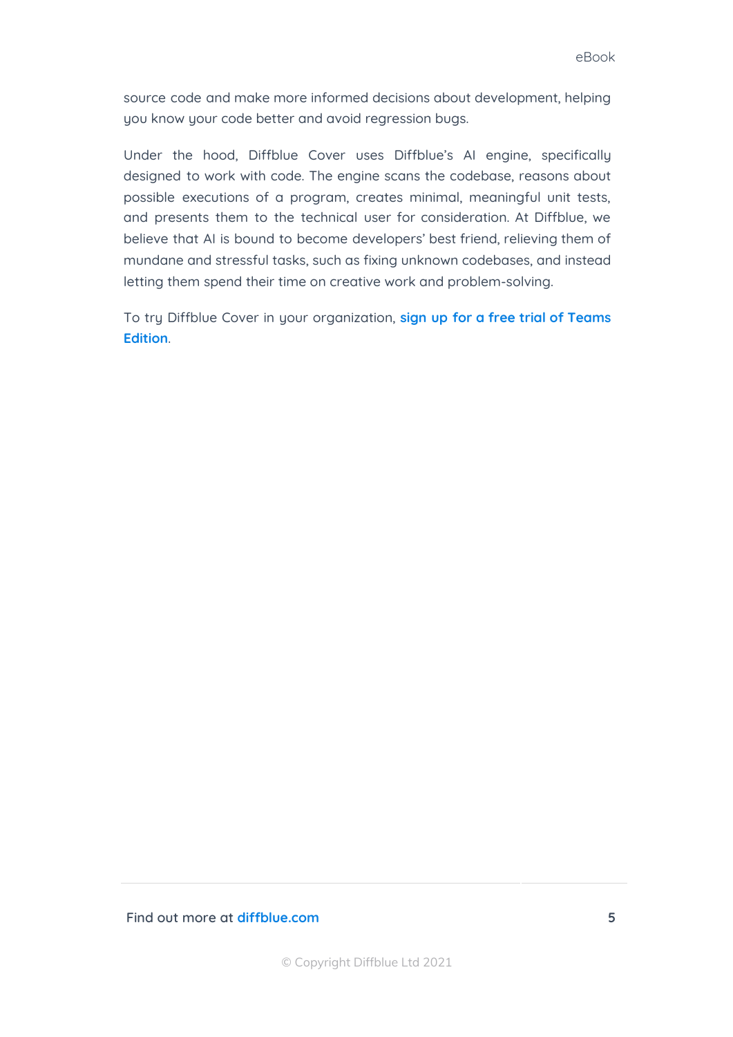source code and make more informed decisions about development, helping you know your code better and avoid regression bugs.

Under the hood, Diffblue Cover uses Diffblue's AI engine, specifically designed to work with code. The engine scans the codebase, reasons about possible executions of a program, creates minimal, meaningful unit tests, and presents them to the technical user for consideration. At Diffblue, we believe that AI is bound to become developers' best friend, relieving them of mundane and stressful tasks, such as fixing unknown codebases, and instead letting them spend their time on creative work and problem-solving.

To try Diffblue Cover in your organization, **sign up for a free trial of Teams Edition**.